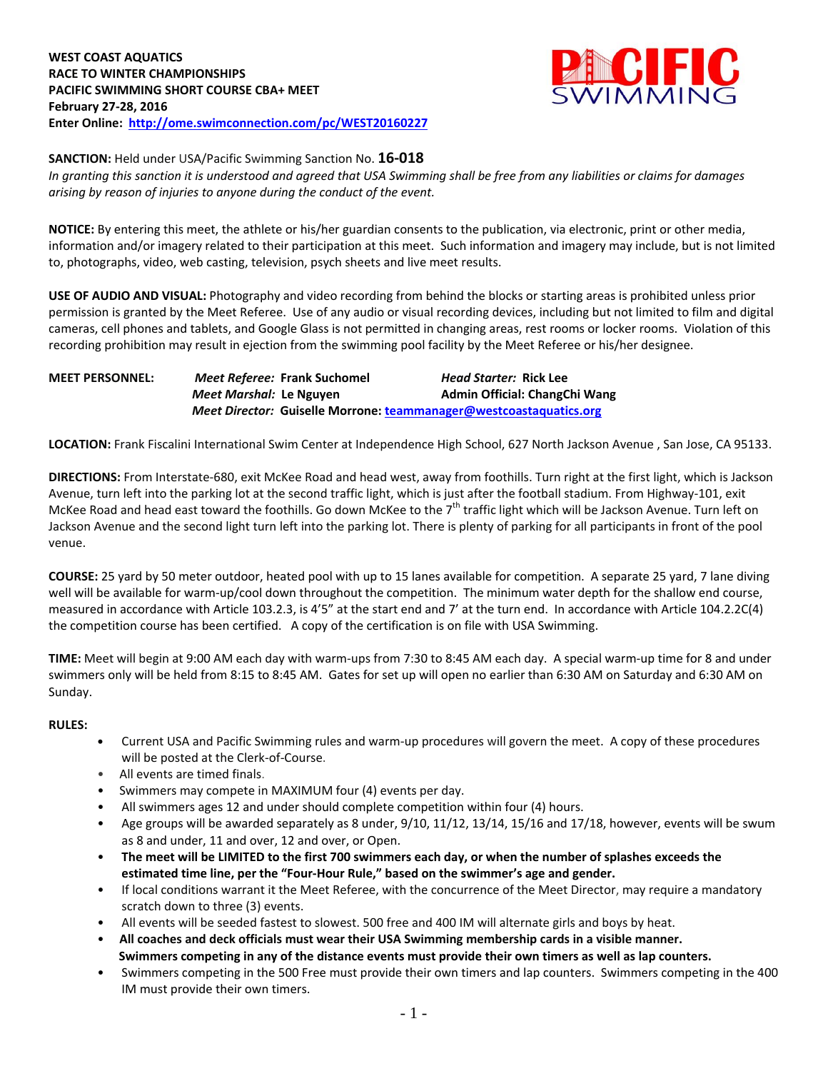**WEST COAST AQUATICS**
**RACE TO WINTER CHAMPIONSHIPS**
**PACIFIC SWIMMING SHORT COURSE CBA+ MEET**
**February 27-28, 2016**
**Enter Online: http://ome.swimconnection.com/pc/WEST20160227**

**SANCTION:** Held under USA/Pacific Swimming Sanction No. **16-018**
*In granting this sanction it is understood and agreed that USA Swimming shall be free from any liabilities or claims for damages arising by reason of injuries to anyone during the conduct of the event.*

**NOTICE:** By entering this meet, the athlete or his/her guardian consents to the publication, via electronic, print or other media, information and/or imagery related to their participation at this meet. Such information and imagery may include, but is not limited to, photographs, video, web casting, television, psych sheets and live meet results.

**USE OF AUDIO AND VISUAL:** Photography and video recording from behind the blocks or starting areas is prohibited unless prior permission is granted by the Meet Referee. Use of any audio or visual recording devices, including but not limited to film and digital cameras, cell phones and tablets, and Google Glass is not permitted in changing areas, rest rooms or locker rooms. Violation of this recording prohibition may result in ejection from the swimming pool facility by the Meet Referee or his/her designee.

**MEET PERSONNEL:**
***Meet Referee:*** **Frank Suchomel** ***Head Starter:*** **Rick Lee**
***Meet Marshal:*** **Le Nguyen** **Admin Official: ChangChi Wang**
***Meet Director:*** **Guiselle Morrone: teammanager@westcoastaquatics.org**

**LOCATION:** Frank Fiscalini International Swim Center at Independence High School, 627 North Jackson Avenue , San Jose, CA 95133.

**DIRECTIONS:** From Interstate-680, exit McKee Road and head west, away from foothills. Turn right at the first light, which is Jackson Avenue, turn left into the parking lot at the second traffic light, which is just after the football stadium. From Highway-101, exit McKee Road and head east toward the foothills. Go down McKee to the 7th traffic light which will be Jackson Avenue. Turn left on Jackson Avenue and the second light turn left into the parking lot. There is plenty of parking for all participants in front of the pool venue.

**COURSE:** 25 yard by 50 meter outdoor, heated pool with up to 15 lanes available for competition. A separate 25 yard, 7 lane diving well will be available for warm-up/cool down throughout the competition. The minimum water depth for the shallow end course, measured in accordance with Article 103.2.3, is 4'5" at the start end and 7' at the turn end. In accordance with Article 104.2.2C(4) the competition course has been certified. A copy of the certification is on file with USA Swimming.

**TIME:** Meet will begin at 9:00 AM each day with warm-ups from 7:30 to 8:45 AM each day. A special warm-up time for 8 and under swimmers only will be held from 8:15 to 8:45 AM. Gates for set up will open no earlier than 6:30 AM on Saturday and 6:30 AM on Sunday.

**RULES:**

- Current USA and Pacific Swimming rules and warm-up procedures will govern the meet. A copy of these procedures will be posted at the Clerk-of-Course.
- All events are timed finals.
- Swimmers may compete in MAXIMUM four (4) events per day.
- All swimmers ages 12 and under should complete competition within four (4) hours.
- Age groups will be awarded separately as 8 under, 9/10, 11/12, 13/14, 15/16 and 17/18, however, events will be swum as 8 and under, 11 and over, 12 and over, or Open.
- **The meet will be LIMITED to the first 700 swimmers each day, or when the number of splashes exceeds the estimated time line, per the "Four-Hour Rule," based on the swimmer's age and gender.**
- If local conditions warrant it the Meet Referee, with the concurrence of the Meet Director, may require a mandatory scratch down to three (3) events.
- All events will be seeded fastest to slowest. 500 free and 400 IM will alternate girls and boys by heat.
- **All coaches and deck officials must wear their USA Swimming membership cards in a visible manner.**
  **Swimmers competing in any of the distance events must provide their own timers as well as lap counters.**
- Swimmers competing in the 500 Free must provide their own timers and lap counters. Swimmers competing in the 400 IM must provide their own timers.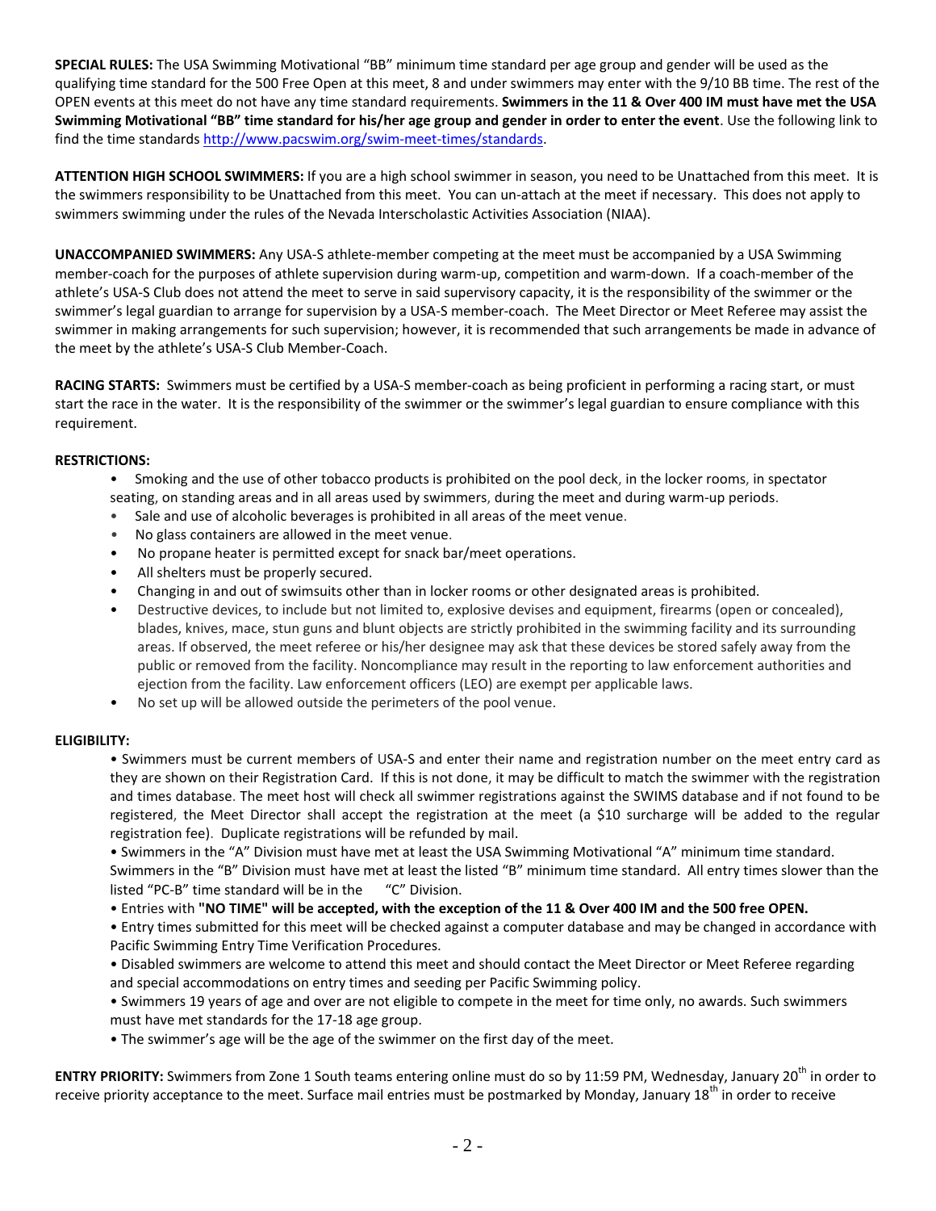**SPECIAL RULES:** The USA Swimming Motivational "BB" minimum time standard per age group and gender will be used as the qualifying time standard for the 500 Free Open at this meet, 8 and under swimmers may enter with the 9/10 BB time. The rest of the OPEN events at this meet do not have any time standard requirements. **Swimmers in the 11 & Over 400 IM must have met the USA Swimming Motivational "BB" time standard for his/her age group and gender in order to enter the event**. Use the following link to find the time standards http://www.pacswim.org/swim-meet-times/standards.

**ATTENTION HIGH SCHOOL SWIMMERS:** If you are a high school swimmer in season, you need to be Unattached from this meet. It is the swimmers responsibility to be Unattached from this meet. You can un-attach at the meet if necessary. This does not apply to swimmers swimming under the rules of the Nevada Interscholastic Activities Association (NIAA).

**UNACCOMPANIED SWIMMERS:** Any USA-S athlete-member competing at the meet must be accompanied by a USA Swimming member-coach for the purposes of athlete supervision during warm-up, competition and warm-down. If a coach-member of the athlete's USA-S Club does not attend the meet to serve in said supervisory capacity, it is the responsibility of the swimmer or the swimmer's legal guardian to arrange for supervision by a USA-S member-coach. The Meet Director or Meet Referee may assist the swimmer in making arrangements for such supervision; however, it is recommended that such arrangements be made in advance of the meet by the athlete's USA-S Club Member-Coach.

**RACING STARTS:** Swimmers must be certified by a USA-S member-coach as being proficient in performing a racing start, or must start the race in the water. It is the responsibility of the swimmer or the swimmer's legal guardian to ensure compliance with this requirement.

**RESTRICTIONS:**

- Smoking and the use of other tobacco products is prohibited on the pool deck, in the locker rooms, in spectator seating, on standing areas and in all areas used by swimmers, during the meet and during warm-up periods.
- Sale and use of alcoholic beverages is prohibited in all areas of the meet venue.
- No glass containers are allowed in the meet venue.
- No propane heater is permitted except for snack bar/meet operations.
- All shelters must be properly secured.
- Changing in and out of swimsuits other than in locker rooms or other designated areas is prohibited.
- Destructive devices, to include but not limited to, explosive devises and equipment, firearms (open or concealed), blades, knives, mace, stun guns and blunt objects are strictly prohibited in the swimming facility and its surrounding areas. If observed, the meet referee or his/her designee may ask that these devices be stored safely away from the public or removed from the facility. Noncompliance may result in the reporting to law enforcement authorities and ejection from the facility. Law enforcement officers (LEO) are exempt per applicable laws.
- No set up will be allowed outside the perimeters of the pool venue.

**ELIGIBILITY:**

- Swimmers must be current members of USA-S and enter their name and registration number on the meet entry card as they are shown on their Registration Card. If this is not done, it may be difficult to match the swimmer with the registration and times database. The meet host will check all swimmer registrations against the SWIMS database and if not found to be registered, the Meet Director shall accept the registration at the meet (a $10 surcharge will be added to the regular registration fee). Duplicate registrations will be refunded by mail.
- Swimmers in the "A" Division must have met at least the USA Swimming Motivational "A" minimum time standard. Swimmers in the "B" Division must have met at least the listed "B" minimum time standard. All entry times slower than the listed "PC-B" time standard will be in the "C" Division.
- Entries with **"NO TIME" will be accepted, with the exception of the 11 & Over 400 IM and the 500 free OPEN.**
- Entry times submitted for this meet will be checked against a computer database and may be changed in accordance with Pacific Swimming Entry Time Verification Procedures.
- Disabled swimmers are welcome to attend this meet and should contact the Meet Director or Meet Referee regarding and special accommodations on entry times and seeding per Pacific Swimming policy.
- Swimmers 19 years of age and over are not eligible to compete in the meet for time only, no awards. Such swimmers must have met standards for the 17-18 age group.
- The swimmer's age will be the age of the swimmer on the first day of the meet.

**ENTRY PRIORITY:** Swimmers from Zone 1 South teams entering online must do so by 11:59 PM, Wednesday, January 20th in order to receive priority acceptance to the meet. Surface mail entries must be postmarked by Monday, January 18th in order to receive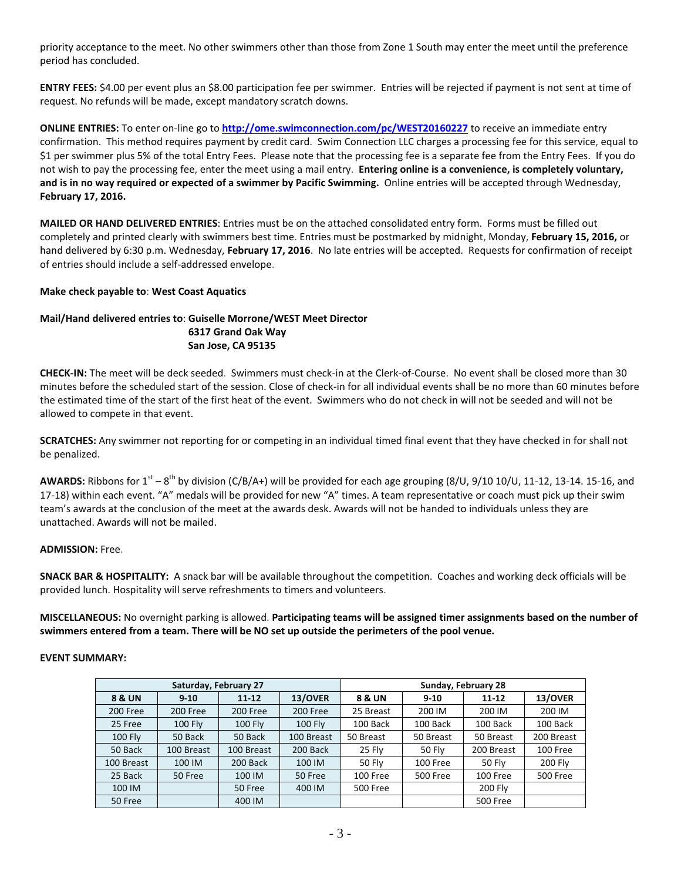priority acceptance to the meet. No other swimmers other than those from Zone 1 South may enter the meet until the preference period has concluded.

**ENTRY FEES:** $4.00 per event plus an $8.00 participation fee per swimmer. Entries will be rejected if payment is not sent at time of request. No refunds will be made, except mandatory scratch downs.

**ONLINE ENTRIES:** To enter on-line go to **http://ome.swimconnection.com/pc/WEST20160227** to receive an immediate entry confirmation. This method requires payment by credit card. Swim Connection LLC charges a processing fee for this service, equal to $1 per swimmer plus 5% of the total Entry Fees. Please note that the processing fee is a separate fee from the Entry Fees. If you do not wish to pay the processing fee, enter the meet using a mail entry. **Entering online is a convenience, is completely voluntary, and is in no way required or expected of a swimmer by Pacific Swimming.** Online entries will be accepted through Wednesday, **February 17, 2016.**

**MAILED OR HAND DELIVERED ENTRIES**: Entries must be on the attached consolidated entry form. Forms must be filled out completely and printed clearly with swimmers best time. Entries must be postmarked by midnight, Monday, **February 15, 2016,** or hand delivered by 6:30 p.m. Wednesday, **February 17, 2016**. No late entries will be accepted. Requests for confirmation of receipt of entries should include a self-addressed envelope.

**Make check payable to**: **West Coast Aquatics**

**Mail/Hand delivered entries to**: **Guiselle Morrone/WEST Meet Director**
**6317 Grand Oak Way**
**San Jose, CA 95135**

**CHECK-IN:** The meet will be deck seeded. Swimmers must check-in at the Clerk-of-Course. No event shall be closed more than 30 minutes before the scheduled start of the session. Close of check-in for all individual events shall be no more than 60 minutes before the estimated time of the start of the first heat of the event. Swimmers who do not check in will not be seeded and will not be allowed to compete in that event.

**SCRATCHES:** Any swimmer not reporting for or competing in an individual timed final event that they have checked in for shall not be penalized.

**AWARDS:** Ribbons for 1st – 8th by division (C/B/A+) will be provided for each age grouping (8/U, 9/10 10/U, 11-12, 13-14. 15-16, and 17-18) within each event. "A" medals will be provided for new "A" times. A team representative or coach must pick up their swim team's awards at the conclusion of the meet at the awards desk. Awards will not be handed to individuals unless they are unattached. Awards will not be mailed.

**ADMISSION:** Free.

**SNACK BAR & HOSPITALITY:** A snack bar will be available throughout the competition. Coaches and working deck officials will be provided lunch. Hospitality will serve refreshments to timers and volunteers.

**MISCELLANEOUS:** No overnight parking is allowed. **Participating teams will be assigned timer assignments based on the number of swimmers entered from a team. There will be NO set up outside the perimeters of the pool venue.**

**EVENT SUMMARY:**

| Saturday, February 27 | | | | Sunday, February 28 | | | |
|---|---|---|---|---|---|---|---|
| **8 & UN** | **9-10** | **11-12** | **13/OVER** | **8 & UN** | **9-10** | **11-12** | **13/OVER** |
| 200 Free | 200 Free | 200 Free | 200 Free | 25 Breast | 200 IM | 200 IM | 200 IM |
| 25 Free | 100 Fly | 100 Fly | 100 Fly | 100 Back | 100 Back | 100 Back | 100 Back |
| 100 Fly | 50 Back | 50 Back | 100 Breast | 50 Breast | 50 Breast | 50 Breast | 200 Breast |
| 50 Back | 100 Breast | 100 Breast | 200 Back | 25 Fly | 50 Fly | 200 Breast | 100 Free |
| 100 Breast | 100 IM | 200 Back | 100 IM | 50 Fly | 100 Free | 50 Fly | 200 Fly |
| 25 Back | 50 Free | 100 IM | 50 Free | 100 Free | 500 Free | 100 Free | 500 Free |
| 100 IM | | 50 Free | 400 IM | 500 Free | | 200 Fly | |
| 50 Free | | 400 IM | | | | 500 Free | |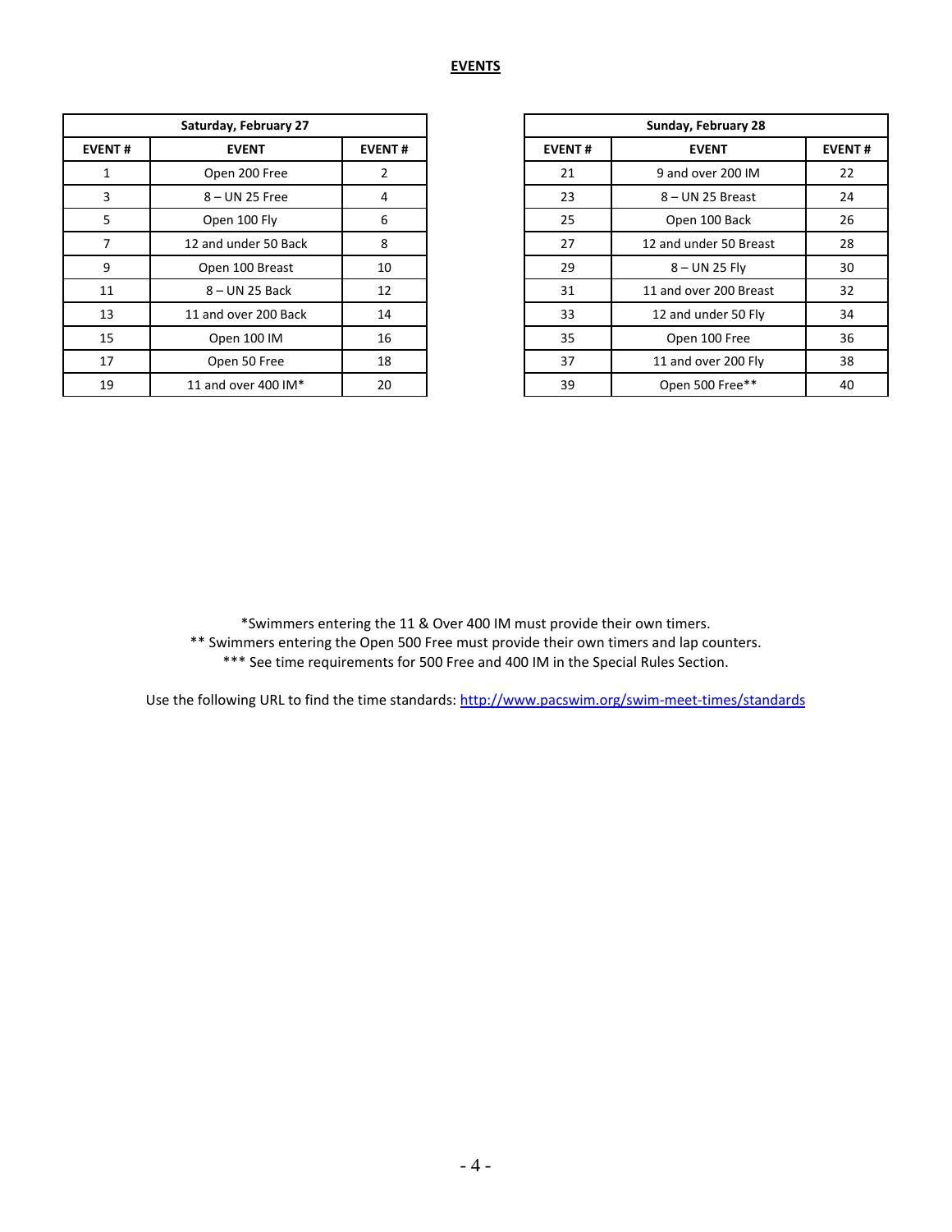## EVENTS

| Saturday, February 27 | | |
|---|---|---|
| EVENT # | EVENT | EVENT # |
| 1 | Open 200 Free | 2 |
| 3 | 8 – UN 25 Free | 4 |
| 5 | Open 100 Fly | 6 |
| 7 | 12 and under 50 Back | 8 |
| 9 | Open 100 Breast | 10 |
| 11 | 8 – UN 25 Back | 12 |
| 13 | 11 and over 200 Back | 14 |
| 15 | Open 100 IM | 16 |
| 17 | Open 50 Free | 18 |
| 19 | 11 and over 400 IM* | 20 |

| Sunday, February 28 | | |
|---|---|---|
| EVENT # | EVENT | EVENT # |
| 21 | 9 and over 200 IM | 22 |
| 23 | 8 – UN 25 Breast | 24 |
| 25 | Open 100 Back | 26 |
| 27 | 12 and under 50 Breast | 28 |
| 29 | 8 – UN 25 Fly | 30 |
| 31 | 11 and over 200 Breast | 32 |
| 33 | 12 and under 50 Fly | 34 |
| 35 | Open 100 Free | 36 |
| 37 | 11 and over 200 Fly | 38 |
| 39 | Open 500 Free** | 40 |

*Swimmers entering the 11 & Over 400 IM must provide their own timers.
** Swimmers entering the Open 500 Free must provide their own timers and lap counters.
*** See time requirements for 500 Free and 400 IM in the Special Rules Section.

Use the following URL to find the time standards: http://www.pacswim.org/swim-meet-times/standards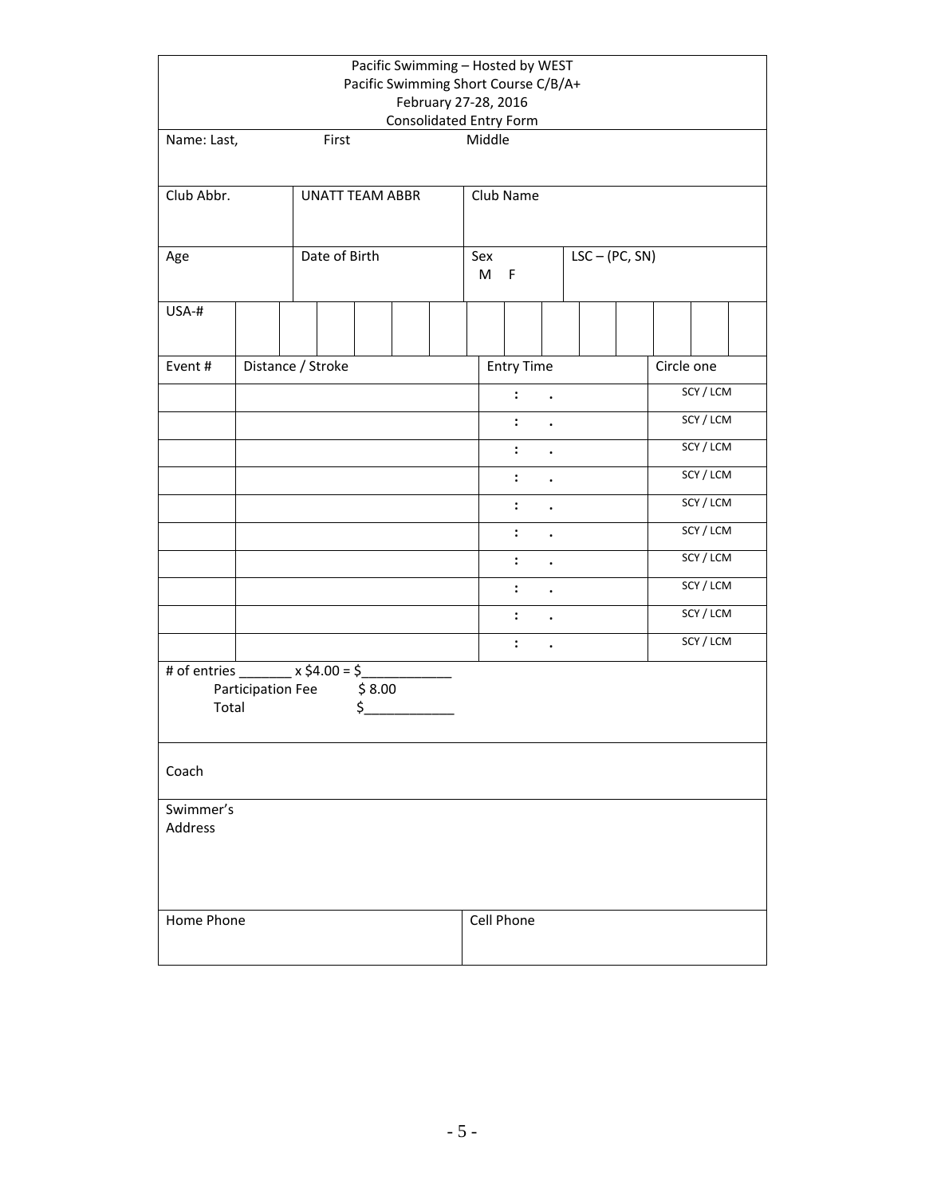Pacific Swimming – Hosted by WEST
Pacific Swimming Short Course C/B/A+
February 27-28, 2016
Consolidated Entry Form

| | | |
|---|---|---|
| Name: Last, | First | Middle |

| | | |
|---|---|---|
| Club Abbr. | UNATT TEAM ABBR | Club Name |

| | | | |
|---|---|---|---|
| Age | Date of Birth | Sex M F | LSC – (PC, SN) |

| | | | | | | | | | | | | | | |
|---|---|---|---|---|---|---|---|---|---|---|---|---|---|---|
| USA-# | | | | | | | | | | | | | | |

| Event # | Distance / Stroke | Entry Time | Circle one |
|---|---|---|---|
| | | : . | SCY / LCM |
| | | : . | SCY / LCM |
| | | : . | SCY / LCM |
| | | : . | SCY / LCM |
| | | : . | SCY / LCM |
| | | : . | SCY / LCM |
| | | : . | SCY / LCM |
| | | : . | SCY / LCM |
| | | : . | SCY / LCM |
| | | : . | SCY / LCM |

# of entries _______ x $4.00 = $____________
Participation Fee $ 8.00
Total $____________

Coach

Swimmer's Address

| | |
|---|---|
| Home Phone | Cell Phone |